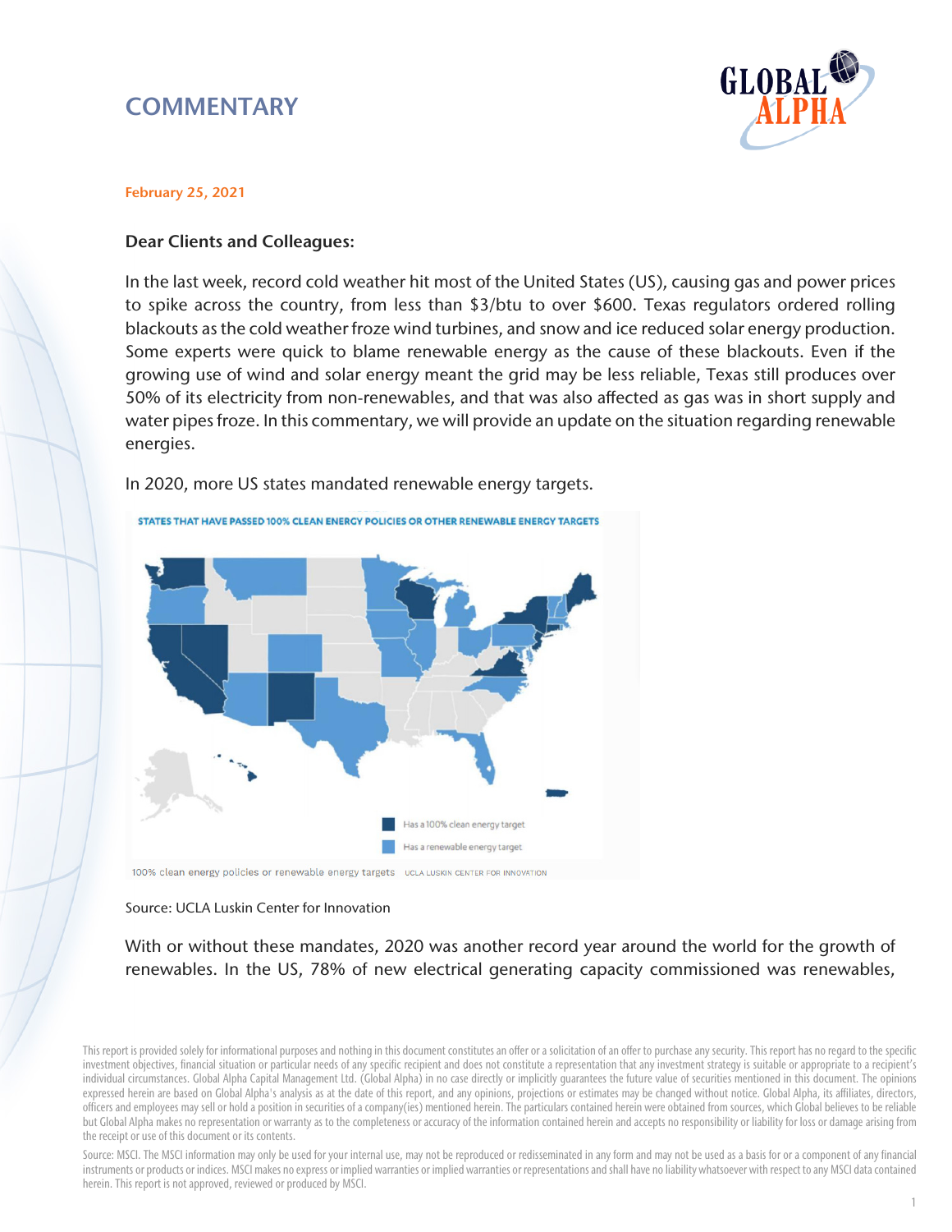# COMMENTARY

**February 25, 2021**

**Dear Clients and Colleagues:**

In the last week, record cold weather hit most of the United States (US), causing gas and power prices to spike across the country, from less than $3/btu to over $600. Texas regulators ordered rolling blackouts as the cold weather froze wind turbines, and snow and ice reduced solar energy production. Some experts were quick to blame renewable energy as the cause of these blackouts. Even if the growing use of wind and solar energy meant the grid may be less reliable, Texas still produces over 50% of its electricity from non-renewables, and that was also affected as gas was in short supply and water pipes froze. In this commentary, we will provide an update on the situation regarding renewable energies.

In 2020, more US states mandated renewable energy targets.

STATES THAT HAVE PASSED 100% CLEAN ENERGY POLICIES OR OTHER RENEWABLE ENERGY TARGETS

Has a 100% clean energy target

Has a renewable energy target

100% clean energy policies or renewable energy targets UCLA LUSKIN CENTER FOR INNOVATION

Source: UCLA Luskin Center for Innovation

With or without these mandates, 2020 was another record year around the world for the growth of renewables. In the US, 78% of new electrical generating capacity commissioned was renewables,

This report is provided solely for informational purposes and nothing in this document constitutes an offer or a solicitation of an offer to purchase any security. This report has no regard to the specific investment objectives, financial situation or particular needs of any specific recipient and does not constitute a representation that any investment strategy is suitable or appropriate to a recipient's individual circumstances. Global Alpha Capital Management Ltd. (Global Alpha) in no case directly or implicitly guarantees the future value of securities mentioned in this document. The opinions expressed herein are based on Global Alpha's analysis as at the date of this report, and any opinions, projections or estimates may be changed without notice. Global Alpha, its affiliates, directors, officers and employees may sell or hold a position in securities of a company(ies) mentioned herein. The particulars contained herein were obtained from sources, which Global believes to be reliable but Global Alpha makes no representation or warranty as to the completeness or accuracy of the information contained herein and accepts no responsibility or liability for loss or damage arising from the receipt or use of this document or its contents.

Source: MSCI. The MSCI information may only be used for your internal use, may not be reproduced or redisseminated in any form and may not be used as a basis for or a component of any financial instruments or products or indices. MSCI makes no express or implied warranties or implied warranties or representations and shall have no liability whatsoever with respect to any MSCI data contained herein. This report is not approved, reviewed or produced by MSCI.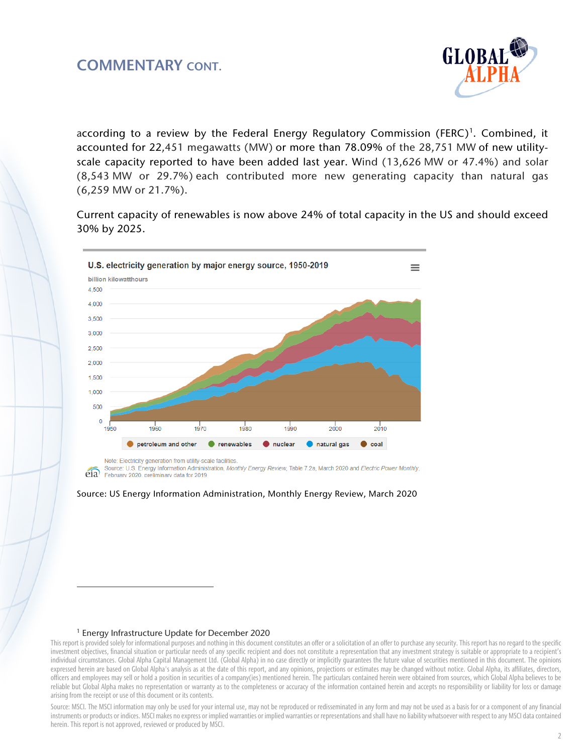## COMMENTARY CONT.

according to a review by the Federal Energy Regulatory Commission (FERC)[1]. Combined, it accounted for 22,451 megawatts (MW) or more than 78.09% of the 28,751 MW of new utility-scale capacity reported to have been added last year. Wind (13,626 MW or 47.4%) and solar (8,543 MW or 29.7%) each contributed more new generating capacity than natural gas (6,259 MW or 21.7%).

Current capacity of renewables is now above 24% of total capacity in the US and should exceed 30% by 2025.

**U.S. electricity generation by major energy source, 1950-2019**

billion kilowatthours

petroleum and other · renewables · nuclear · natural gas · coal

Note: Electricity generation from utility-scale facilities.
Source: U.S. Energy Information Administration, *Monthly Energy Review*, Table 7.2a, March 2020 and *Electric Power Monthly*, February 2020, preliminary data for 2019

Source: US Energy Information Administration, Monthly Energy Review, March 2020

---

[1] Energy Infrastructure Update for December 2020

This report is provided solely for informational purposes and nothing in this document constitutes an offer or a solicitation of an offer to purchase any security. This report has no regard to the specific investment objectives, financial situation or particular needs of any specific recipient and does not constitute a representation that any investment strategy is suitable or appropriate to a recipient's individual circumstances. Global Alpha Capital Management Ltd. (Global Alpha) in no case directly or implicitly guarantees the future value of securities mentioned in this document. The opinions expressed herein are based on Global Alpha's analysis as at the date of this report, and any opinions, projections or estimates may be changed without notice. Global Alpha, its affiliates, directors, officers and employees may sell or hold a position in securities of a company(ies) mentioned herein. The particulars contained herein were obtained from sources, which Global Alpha believes to be reliable but Global Alpha makes no representation or warranty as to the completeness or accuracy of the information contained herein and accepts no responsibility or liability for loss or damage arising from the receipt or use of this document or its contents.

Source: MSCI. The MSCI information may only be used for your internal use, may not be reproduced or redisseminated in any form and may not be used as a basis for or a component of any financial instruments or products or indices. MSCI makes no express or implied warranties or implied warranties or representations and shall have no liability whatsoever with respect to any MSCI data contained herein. This report is not approved, reviewed or produced by MSCI.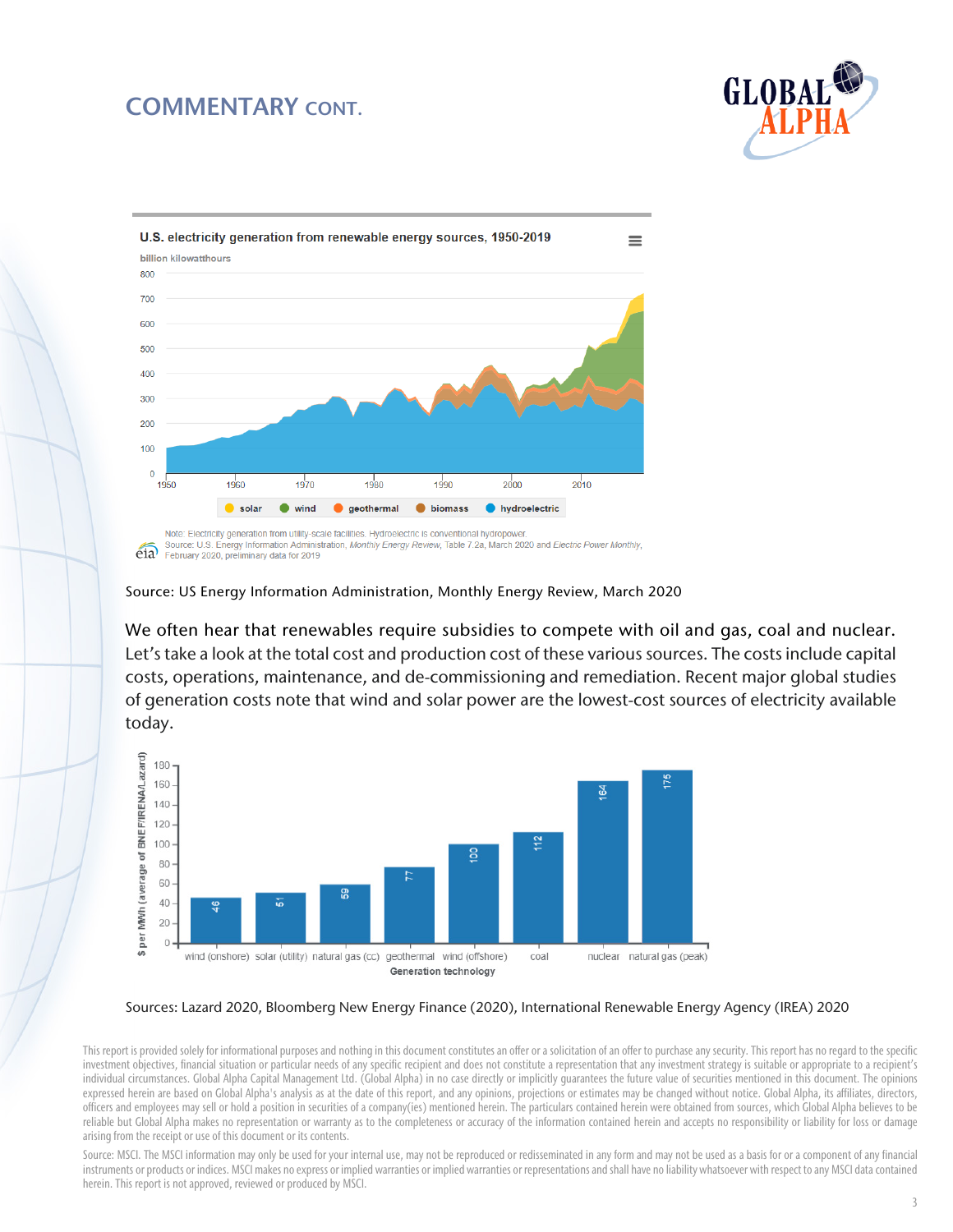## COMMENTARY CONT.

**U.S. electricity generation from renewable energy sources, 1950-2019**

billion kilowatthours

Note: Electricity generation from utility-scale facilities. Hydroelectric is conventional hydropower.
Source: U.S. Energy Information Administration, *Monthly Energy Review*, Table 7.2a, March 2020 and *Electric Power Monthly*, February 2020, preliminary data for 2019

Source: US Energy Information Administration, Monthly Energy Review, March 2020

We often hear that renewables require subsidies to compete with oil and gas, coal and nuclear. Let's take a look at the total cost and production cost of these various sources. The costs include capital costs, operations, maintenance, and de-commissioning and remediation. Recent major global studies of generation costs note that wind and solar power are the lowest-cost sources of electricity available today.

| Generation technology | $ per MWh (average of BNEF/IRENA/Lazard) |
|---|---|
| wind (onshore) | 46 |
| solar (utility) | 51 |
| natural gas (cc) | 59 |
| geothermal | 77 |
| wind (offshore) | 100 |
| coal | 112 |
| nuclear | 164 |
| natural gas (peak) | 175 |

Sources: Lazard 2020, Bloomberg New Energy Finance (2020), International Renewable Energy Agency (IREA) 2020

This report is provided solely for informational purposes and nothing in this document constitutes an offer or a solicitation of an offer to purchase any security. This report has no regard to the specific investment objectives, financial situation or particular needs of any specific recipient and does not constitute a representation that any investment strategy is suitable or appropriate to a recipient's individual circumstances. Global Alpha Capital Management Ltd. (Global Alpha) in no case directly or implicitly guarantees the future value of securities mentioned in this document. The opinions expressed herein are based on Global Alpha's analysis as at the date of this report, and any opinions, projections or estimates may be changed without notice. Global Alpha, its affiliates, directors, officers and employees may sell or hold a position in securities of a company(ies) mentioned herein. The particulars contained herein were obtained from sources, which Global Alpha believes to be reliable but Global Alpha makes no representation or warranty as to the completeness or accuracy of the information contained herein and accepts no responsibility or liability for loss or damage arising from the receipt or use of this document or its contents.

Source: MSCI. The MSCI information may only be used for your internal use, may not be reproduced or redisseminated in any form and may not be used as a basis for or a component of any financial instruments or products or indices. MSCI makes no express or implied warranties or implied warranties or representations and shall have no liability whatsoever with respect to any MSCI data contained herein. This report is not approved, reviewed or produced by MSCI.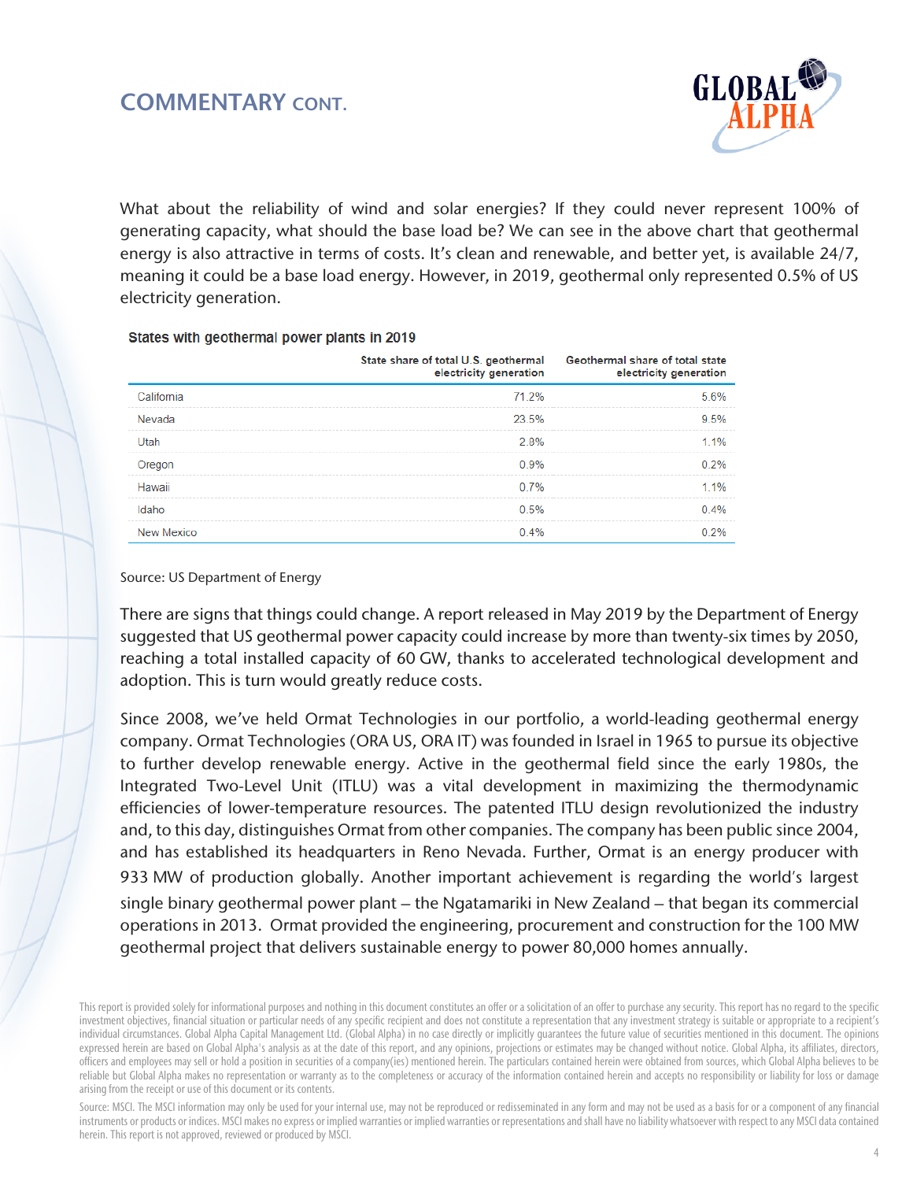## COMMENTARY CONT.

What about the reliability of wind and solar energies? If they could never represent 100% of generating capacity, what should the base load be? We can see in the above chart that geothermal energy is also attractive in terms of costs. It's clean and renewable, and better yet, is available 24/7, meaning it could be a base load energy. However, in 2019, geothermal only represented 0.5% of US electricity generation.

**States with geothermal power plants in 2019**

| | State share of total U.S. geothermal electricity generation | Geothermal share of total state electricity generation |
|---|---|---|
| California | 71.2% | 5.6% |
| Nevada | 23.5% | 9.5% |
| Utah | 2.8% | 1.1% |
| Oregon | 0.9% | 0.2% |
| Hawaii | 0.7% | 1.1% |
| Idaho | 0.5% | 0.4% |
| New Mexico | 0.4% | 0.2% |

Source: US Department of Energy

There are signs that things could change. A report released in May 2019 by the Department of Energy suggested that US geothermal power capacity could increase by more than twenty-six times by 2050, reaching a total installed capacity of 60 GW, thanks to accelerated technological development and adoption. This is turn would greatly reduce costs.

Since 2008, we've held Ormat Technologies in our portfolio, a world-leading geothermal energy company. Ormat Technologies (ORA US, ORA IT) was founded in Israel in 1965 to pursue its objective to further develop renewable energy. Active in the geothermal field since the early 1980s, the Integrated Two-Level Unit (ITLU) was a vital development in maximizing the thermodynamic efficiencies of lower-temperature resources. The patented ITLU design revolutionized the industry and, to this day, distinguishes Ormat from other companies. The company has been public since 2004, and has established its headquarters in Reno Nevada. Further, Ormat is an energy producer with 933 MW of production globally. Another important achievement is regarding the world's largest single binary geothermal power plant – the Ngatamariki in New Zealand – that began its commercial operations in 2013. Ormat provided the engineering, procurement and construction for the 100 MW geothermal project that delivers sustainable energy to power 80,000 homes annually.

This report is provided solely for informational purposes and nothing in this document constitutes an offer or a solicitation of an offer to purchase any security. This report has no regard to the specific investment objectives, financial situation or particular needs of any specific recipient and does not constitute a representation that any investment strategy is suitable or appropriate to a recipient's individual circumstances. Global Alpha Capital Management Ltd. (Global Alpha) in no case directly or implicitly guarantees the future value of securities mentioned in this document. The opinions expressed herein are based on Global Alpha's analysis as at the date of this report, and any opinions, projections or estimates may be changed without notice. Global Alpha, its affiliates, directors, officers and employees may sell or hold a position in securities of a company(ies) mentioned herein. The particulars contained herein were obtained from sources, which Global Alpha believes to be reliable but Global Alpha makes no representation or warranty as to the completeness or accuracy of the information contained herein and accepts no responsibility or liability for loss or damage arising from the receipt or use of this document or its contents.

Source: MSCI. The MSCI information may only be used for your internal use, may not be reproduced or redisseminated in any form and may not be used as a basis for or a component of any financial instruments or products or indices. MSCI makes no express or implied warranties or implied warranties or representations and shall have no liability whatsoever with respect to any MSCI data contained herein. This report is not approved, reviewed or produced by MSCI.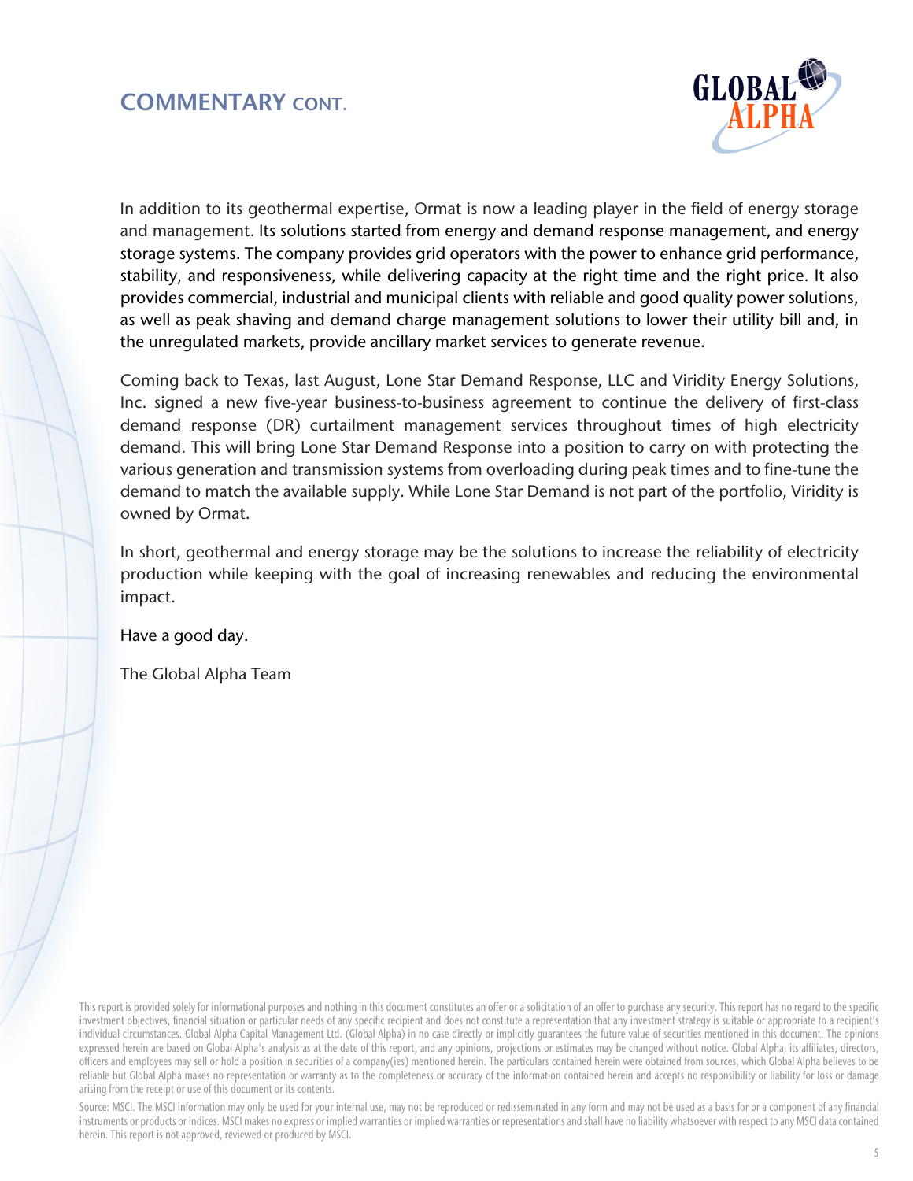## COMMENTARY CONT.

In addition to its geothermal expertise, Ormat is now a leading player in the field of energy storage and management. Its solutions started from energy and demand response management, and energy storage systems. The company provides grid operators with the power to enhance grid performance, stability, and responsiveness, while delivering capacity at the right time and the right price. It also provides commercial, industrial and municipal clients with reliable and good quality power solutions, as well as peak shaving and demand charge management solutions to lower their utility bill and, in the unregulated markets, provide ancillary market services to generate revenue.

Coming back to Texas, last August, Lone Star Demand Response, LLC and Viridity Energy Solutions, Inc. signed a new five-year business-to-business agreement to continue the delivery of first-class demand response (DR) curtailment management services throughout times of high electricity demand. This will bring Lone Star Demand Response into a position to carry on with protecting the various generation and transmission systems from overloading during peak times and to fine-tune the demand to match the available supply. While Lone Star Demand is not part of the portfolio, Viridity is owned by Ormat.

In short, geothermal and energy storage may be the solutions to increase the reliability of electricity production while keeping with the goal of increasing renewables and reducing the environmental impact.

Have a good day.

The Global Alpha Team

This report is provided solely for informational purposes and nothing in this document constitutes an offer or a solicitation of an offer to purchase any security. This report has no regard to the specific investment objectives, financial situation or particular needs of any specific recipient and does not constitute a representation that any investment strategy is suitable or appropriate to a recipient's individual circumstances. Global Alpha Capital Management Ltd. (Global Alpha) in no case directly or implicitly guarantees the future value of securities mentioned in this document. The opinions expressed herein are based on Global Alpha's analysis as at the date of this report, and any opinions, projections or estimates may be changed without notice. Global Alpha, its affiliates, directors, officers and employees may sell or hold a position in securities of a company(ies) mentioned herein. The particulars contained herein were obtained from sources, which Global Alpha believes to be reliable but Global Alpha makes no representation or warranty as to the completeness or accuracy of the information contained herein and accepts no responsibility or liability for loss or damage arising from the receipt or use of this document or its contents.

Source: MSCI. The MSCI information may only be used for your internal use, may not be reproduced or redisseminated in any form and may not be used as a basis for or a component of any financial instruments or products or indices. MSCI makes no express or implied warranties or implied warranties or representations and shall have no liability whatsoever with respect to any MSCI data contained herein. This report is not approved, reviewed or produced by MSCI.